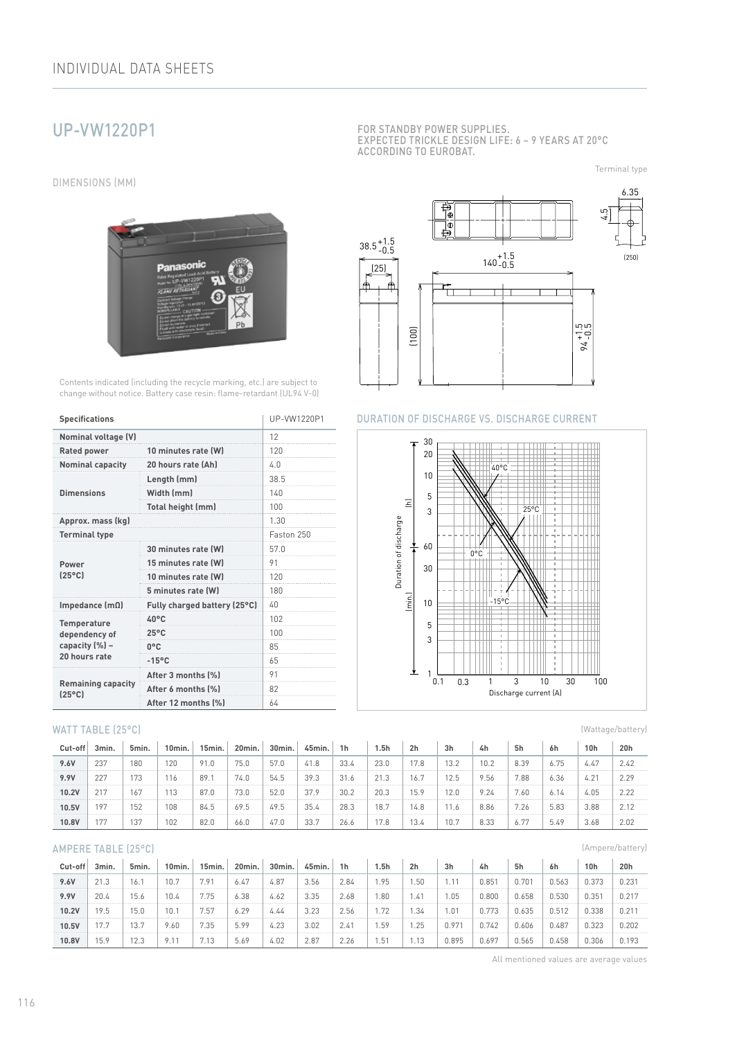## UP-VW1220P1

FOR STANDBY POWER SUPPLIES.
EXPECTED TRICKLE DESIGN LIFE: 6 – 9 YEARS AT 20°C ACCORDING TO EUROBAT.

DIMENSIONS (MM)

Terminal type

Contents indicated (including the recycle marking, etc.) are subject to change without notice. Battery case resin: flame-retardant (UL94 V-0)

| Specifications | | UP-VW1220P1 |
|---|---|---|
| Nominal voltage (V) | | 12 |
| Rated power | 10 minutes rate (W) | 120 |
| Nominal capacity | 20 hours rate (Ah) | 4.0 |
| Dimensions | Length (mm) | 38.5 |
| | Width (mm) | 140 |
| | Total height (mm) | 100 |
| Approx. mass (kg) | | 1.30 |
| Terminal type | | Faston 250 |
| Power (25°C) | 30 minutes rate (W) | 57.0 |
| | 15 minutes rate (W) | 91 |
| | 10 minutes rate (W) | 120 |
| | 5 minutes rate (W) | 180 |
| Impedance (mΩ) | Fully charged battery (25°C) | 40 |
| Temperature dependency of capacity (%) – 20 hours rate | 40°C | 102 |
| | 25°C | 100 |
| | 0°C | 85 |
| | -15°C | 65 |
| Remaining capacity (25°C) | After 3 months (%) | 91 |
| | After 6 months (%) | 82 |
| | After 12 months (%) | 64 |

DURATION OF DISCHARGE VS. DISCHARGE CURRENT

### WATT TABLE (25°C)

(Wattage/battery)

| Cut-off | 3min. | 5min. | 10min. | 15min. | 20min. | 30min. | 45min. | 1h | 1.5h | 2h | 3h | 4h | 5h | 6h | 10h | 20h |
|---|---|---|---|---|---|---|---|---|---|---|---|---|---|---|---|---|
| 9.6V | 237 | 180 | 120 | 91.0 | 75.0 | 57.0 | 41.8 | 33.4 | 23.0 | 17.8 | 13.2 | 10.2 | 8.39 | 6.75 | 4.47 | 2.42 |
| 9.9V | 227 | 173 | 116 | 89.1 | 74.0 | 54.5 | 39.3 | 31.6 | 21.3 | 16.7 | 12.5 | 9.56 | 7.88 | 6.36 | 4.21 | 2.29 |
| 10.2V | 217 | 167 | 113 | 87.0 | 73.0 | 52.0 | 37.9 | 30.2 | 20.3 | 15.9 | 12.0 | 9.24 | 7.60 | 6.14 | 4.05 | 2.22 |
| 10.5V | 197 | 152 | 108 | 84.5 | 69.5 | 49.5 | 35.4 | 28.3 | 18.7 | 14.8 | 11.6 | 8.86 | 7.26 | 5.83 | 3.88 | 2.12 |
| 10.8V | 177 | 137 | 102 | 82.0 | 66.0 | 47.0 | 33.7 | 26.6 | 17.8 | 13.4 | 10.7 | 8.33 | 6.77 | 5.49 | 3.68 | 2.02 |

### AMPERE TABLE (25°C)

(Ampere/battery)

| Cut-off | 3min. | 5min. | 10min. | 15min. | 20min. | 30min. | 45min. | 1h | 1.5h | 2h | 3h | 4h | 5h | 6h | 10h | 20h |
|---|---|---|---|---|---|---|---|---|---|---|---|---|---|---|---|---|
| 9.6V | 21.3 | 16.1 | 10.7 | 7.91 | 6.47 | 4.87 | 3.56 | 2.84 | 1.95 | 1.50 | 1.11 | 0.851 | 0.701 | 0.563 | 0.373 | 0.231 |
| 9.9V | 20.4 | 15.6 | 10.4 | 7.75 | 6.38 | 4.62 | 3.35 | 2.68 | 1.80 | 1.41 | 1.05 | 0.800 | 0.658 | 0.530 | 0.351 | 0.217 |
| 10.2V | 19.5 | 15.0 | 10.1 | 7.57 | 6.29 | 4.44 | 3.23 | 2.56 | 1.72 | 1.34 | 1.01 | 0.773 | 0.635 | 0.512 | 0.338 | 0.211 |
| 10.5V | 17.7 | 13.7 | 9.60 | 7.35 | 5.99 | 4.23 | 3.02 | 2.41 | 1.59 | 1.25 | 0.971 | 0.742 | 0.606 | 0.487 | 0.323 | 0.202 |
| 10.8V | 15.9 | 12.3 | 9.11 | 7.13 | 5.69 | 4.02 | 2.87 | 2.26 | 1.51 | 1.13 | 0.895 | 0.697 | 0.565 | 0.458 | 0.306 | 0.193 |

All mentioned values are average values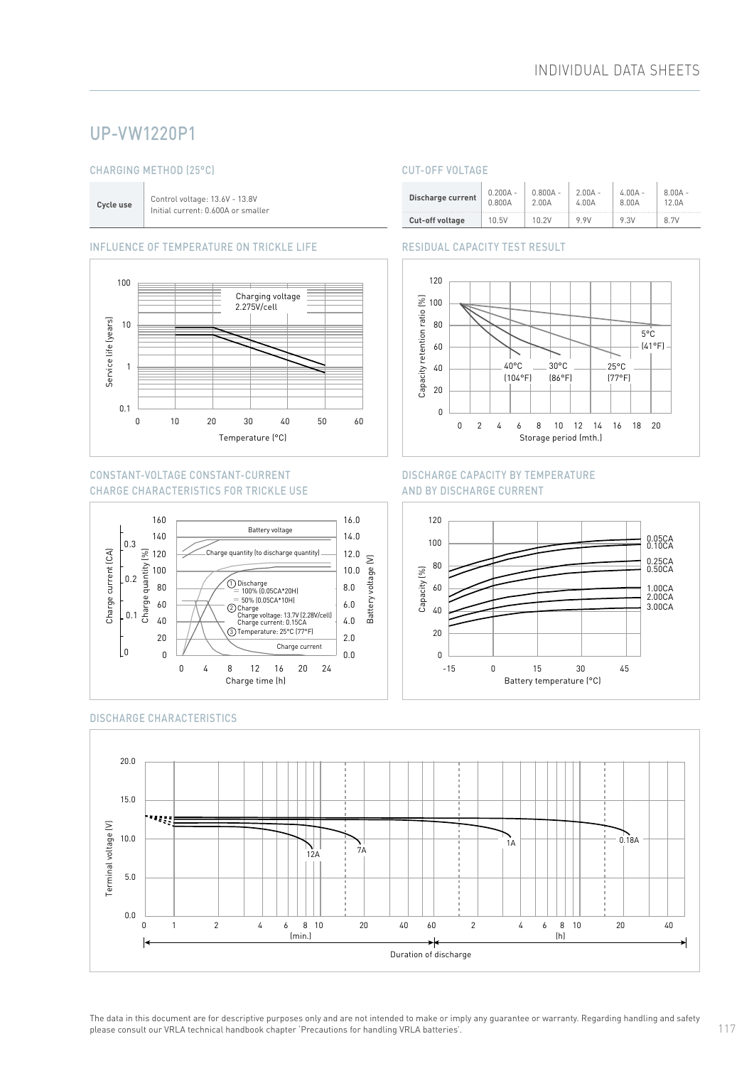## UP-VW1220P1

### CHARGING METHOD (25°C)

| | |
|---|---|
| **Cycle use** | Control voltage: 13.6V - 13.8V<br>Initial current: 0.600A or smaller |

### CUT-OFF VOLTAGE

| **Discharge current** | 0.200A - 0.800A | 0.800A - 2.00A | 2.00A - 4.00A | 4.00A - 8.00A | 8.00A - 12.0A |
|---|---|---|---|---|---|
| **Cut-off voltage** | 10.5V | 10.2V | 9.9V | 9.3V | 8.7V |

### INFLUENCE OF TEMPERATURE ON TRICKLE LIFE

Charging voltage
2.275V/cell

Service life (years)
0.1
1
10
100

Temperature (°C)
0 10 20 30 40 50 60

### RESIDUAL CAPACITY TEST RESULT

Capacity retention ratio (%)
0 20 40 60 80 100 120

40°C (104°F)
30°C (86°F)
25°C (77°F)
5°C (41°F)

Storage period (mth.)
0 2 4 6 8 10 12 14 16 18 20

### CONSTANT-VOLTAGE CONSTANT-CURRENT CHARGE CHARACTERISTICS FOR TRICKLE USE

Charge current (CA): 0 0.1 0.2 0.3
Charge quantity (%): 0 20 40 60 80 100 120 140 160
Battery voltage (V): 0.0 2.0 4.0 6.0 8.0 10.0 12.0 14.0 16.0

Battery voltage
Charge quantity (to discharge quantity)
Charge current

① Discharge
— 100% (0.05CA*20H)
— 50% (0.05CA*10H)
② Charge
Charge voltage: 13.7V (2.28V/cell)
Charge current: 0.15CA
③ Temperature: 25°C (77°F)

Charge time (h)
0 4 8 12 16 20 24

### DISCHARGE CAPACITY BY TEMPERATURE AND BY DISCHARGE CURRENT

Capacity (%)
0 20 40 60 80 100 120

0.05CA
0.10CA
0.25CA
0.50CA
1.00CA
2.00CA
3.00CA

Battery temperature (°C)
-15 0 15 30 45

### DISCHARGE CHARACTERISTICS

Terminal voltage (V)
0.0 5.0 10.0 15.0 20.0

12A
7A
1A
0.18A

0 1 2 4 6 8 10 20 40 60 (min.)
2 4 6 8 10 20 40 (h)

Duration of discharge

The data in this document are for descriptive purposes only and are not intended to make or imply any guarantee or warranty. Regarding handling and safety please consult our VRLA technical handbook chapter 'Precautions for handling VRLA batteries'.